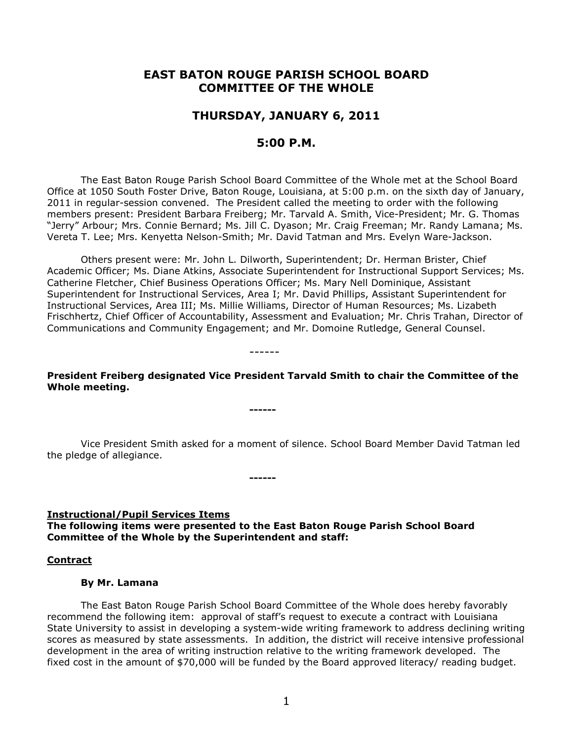# EAST BATON ROUGE PARISH SCHOOL BOARD COMMITTEE OF THE WHOLE

## THURSDAY, JANUARY 6, 2011

## 5:00 P.M.

The East Baton Rouge Parish School Board Committee of the Whole met at the School Board Office at 1050 South Foster Drive, Baton Rouge, Louisiana, at 5:00 p.m. on the sixth day of January, 2011 in regular-session convened. The President called the meeting to order with the following members present: President Barbara Freiberg; Mr. Tarvald A. Smith, Vice-President; Mr. G. Thomas "Jerry" Arbour; Mrs. Connie Bernard; Ms. Jill C. Dyason; Mr. Craig Freeman; Mr. Randy Lamana; Ms. Vereta T. Lee; Mrs. Kenyetta Nelson-Smith; Mr. David Tatman and Mrs. Evelyn Ware-Jackson.

Others present were: Mr. John L. Dilworth, Superintendent; Dr. Herman Brister, Chief Academic Officer; Ms. Diane Atkins, Associate Superintendent for Instructional Support Services; Ms. Catherine Fletcher, Chief Business Operations Officer; Ms. Mary Nell Dominique, Assistant Superintendent for Instructional Services, Area I; Mr. David Phillips, Assistant Superintendent for Instructional Services, Area III; Ms. Millie Williams, Director of Human Resources; Ms. Lizabeth Frischhertz, Chief Officer of Accountability, Assessment and Evaluation; Mr. Chris Trahan, Director of Communications and Community Engagement; and Mr. Domoine Rutledge, General Counsel.

------

**President Freiberg designated Vice President Tarvald Smith to chair the Committee of the Whole meeting.**

**------**

Vice President Smith asked for a moment of silence. School Board Member David Tatman led the pledge of allegiance.

**------**

**<u>Instructional/Pupil Services Items</u>**

**The following items were presented to the East Baton Rouge Parish School Board Committee of the Whole by the Superintendent and staff:**

**<u>Contract</u>**

**By Mr. Lamana**

The East Baton Rouge Parish School Board Committee of the Whole does hereby favorably recommend the following item: approval of staff's request to execute a contract with Louisiana State University to assist in developing a system-wide writing framework to address declining writing scores as measured by state assessments. In addition, the district will receive intensive professional development in the area of writing instruction relative to the writing framework developed. The fixed cost in the amount of $70,000 will be funded by the Board approved literacy/ reading budget.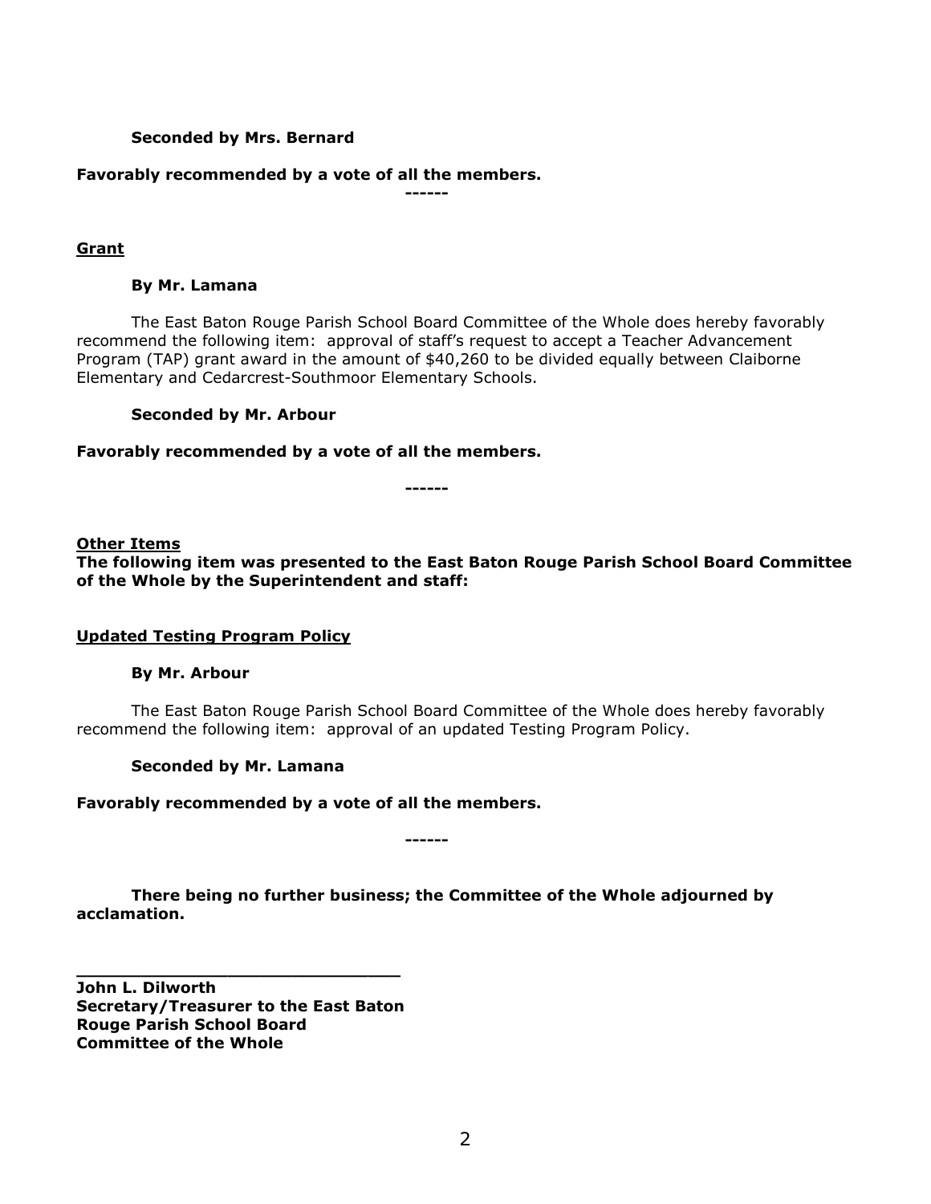**Seconded by Mrs. Bernard**

**Favorably recommended by a vote of all the members.**

**------**

**<u>Grant</u>**

**By Mr. Lamana**

The East Baton Rouge Parish School Board Committee of the Whole does hereby favorably recommend the following item: approval of staff's request to accept a Teacher Advancement Program (TAP) grant award in the amount of $40,260 to be divided equally between Claiborne Elementary and Cedarcrest-Southmoor Elementary Schools.

**Seconded by Mr. Arbour**

**Favorably recommended by a vote of all the members.**

**------**

**<u>Other Items</u>**

**The following item was presented to the East Baton Rouge Parish School Board Committee of the Whole by the Superintendent and staff:**

**<u>Updated Testing Program Policy</u>**

**By Mr. Arbour**

The East Baton Rouge Parish School Board Committee of the Whole does hereby favorably recommend the following item: approval of an updated Testing Program Policy.

**Seconded by Mr. Lamana**

**Favorably recommended by a vote of all the members.**

**------**

**There being no further business; the Committee of the Whole adjourned by acclamation.**

**\_\_\_\_\_\_\_\_\_\_\_\_\_\_\_\_\_\_\_\_\_\_\_\_\_\_\_\_\_\_\_\_**

**John L. Dilworth**
**Secretary/Treasurer to the East Baton Rouge Parish School Board Committee of the Whole**